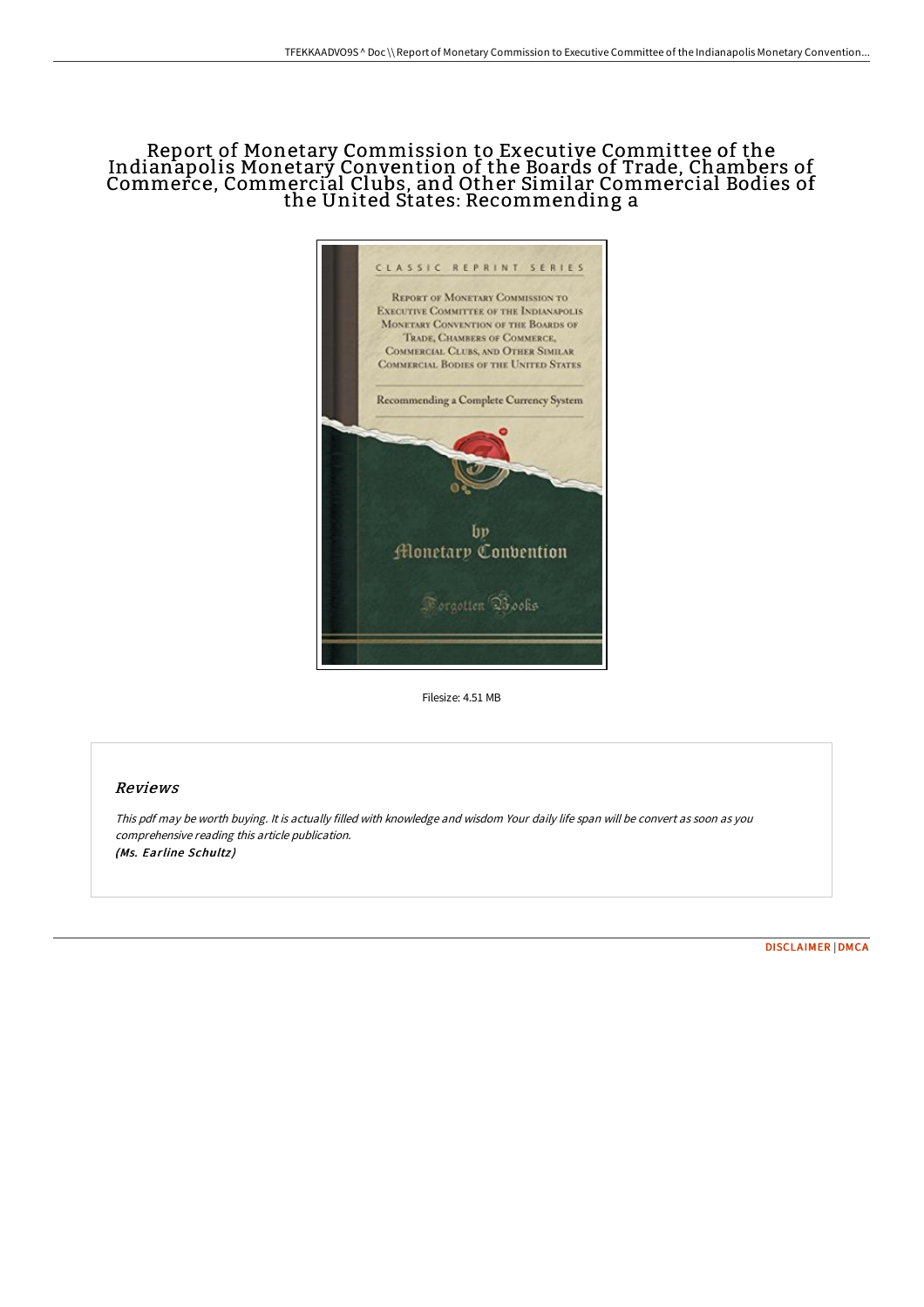# Report of Monetary Commission to Executive Committee of the Indianapolis Monetary Convention of the Boards of Trade, Chambers of Commerce, Commercial Clubs, and Other Similar Commercial Bodies of the United States: Recommending a

Filesize: 4.51 MB

## Reviews

*This pdf may be worth buying. It is actually filled with knowledge and wisdom Your daily life span will be convert as soon as you comprehensive reading this article publication.*
*(Ms. Earline Schultz)*

DISCLAIMER | DMCA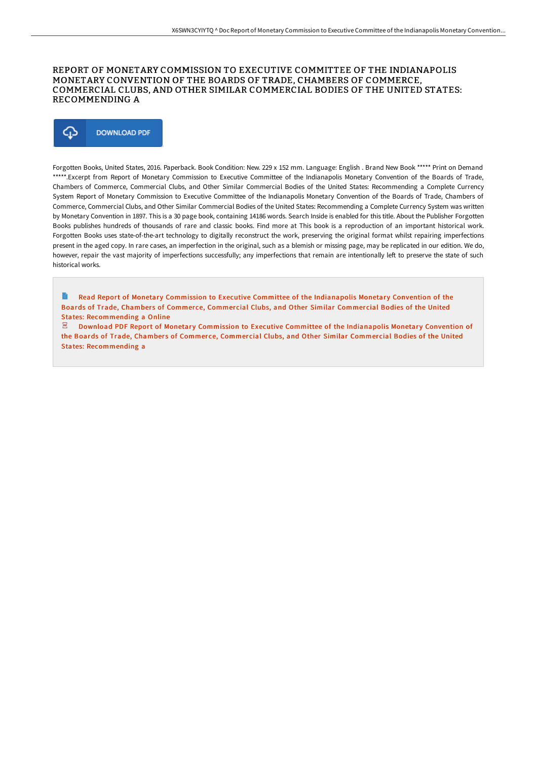# REPORT OF MONETARY COMMISSION TO EXECUTIVE COMMITTEE OF THE INDIANAPOLIS MONETARY CONVENTION OF THE BOARDS OF TRADE, CHAMBERS OF COMMERCE, COMMERCIAL CLUBS, AND OTHER SIMILAR COMMERCIAL BODIES OF THE UNITED STATES: RECOMMENDING A

DOWNLOAD PDF

Forgotten Books, United States, 2016. Paperback. Book Condition: New. 229 x 152 mm. Language: English . Brand New Book ***** Print on Demand *****.Excerpt from Report of Monetary Commission to Executive Committee of the Indianapolis Monetary Convention of the Boards of Trade, Chambers of Commerce, Commercial Clubs, and Other Similar Commercial Bodies of the United States: Recommending a Complete Currency System Report of Monetary Commission to Executive Committee of the Indianapolis Monetary Convention of the Boards of Trade, Chambers of Commerce, Commercial Clubs, and Other Similar Commercial Bodies of the United States: Recommending a Complete Currency System was written by Monetary Convention in 1897. This is a 30 page book, containing 14186 words. Search Inside is enabled for this title. About the Publisher Forgotten Books publishes hundreds of thousands of rare and classic books. Find more at This book is a reproduction of an important historical work. Forgotten Books uses state-of-the-art technology to digitally reconstruct the work, preserving the original format whilst repairing imperfections present in the aged copy. In rare cases, an imperfection in the original, such as a blemish or missing page, may be replicated in our edition. We do, however, repair the vast majority of imperfections successfully; any imperfections that remain are intentionally left to preserve the state of such historical works.

Read Report of Monetary Commission to Executive Committee of the Indianapolis Monetary Convention of the Boards of Trade, Chambers of Commerce, Commercial Clubs, and Other Similar Commercial Bodies of the United States: Recommending a Online

Download PDF Report of Monetary Commission to Executive Committee of the Indianapolis Monetary Convention of the Boards of Trade, Chambers of Commerce, Commercial Clubs, and Other Similar Commercial Bodies of the United States: Recommending a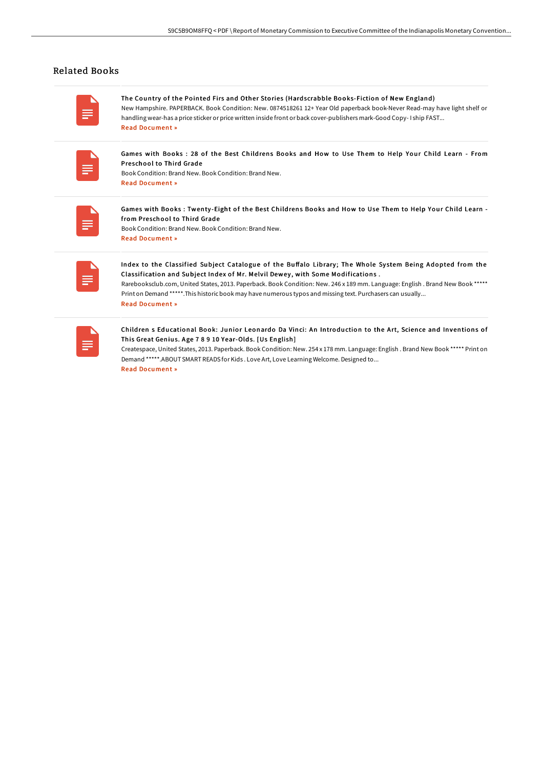## Related Books

**The Country of the Pointed Firs and Other Stories (Hardscrabble Books-Fiction of New England)**
New Hampshire. PAPERBACK. Book Condition: New. 0874518261 12+ Year Old paperback book-Never Read-may have light shelf or handling wear-has a price sticker or price written inside front or back cover-publishers mark-Good Copy- I ship FAST...
Read Document »

**Games with Books : 28 of the Best Childrens Books and How to Use Them to Help Your Child Learn - From Preschool to Third Grade**
Book Condition: Brand New. Book Condition: Brand New.
Read Document »

**Games with Books : Twenty-Eight of the Best Childrens Books and How to Use Them to Help Your Child Learn - from Preschool to Third Grade**
Book Condition: Brand New. Book Condition: Brand New.
Read Document »

**Index to the Classified Subject Catalogue of the Buffalo Library; The Whole System Being Adopted from the Classification and Subject Index of Mr. Melvil Dewey, with Some Modifications .**
Rarebooksclub.com, United States, 2013. Paperback. Book Condition: New. 246 x 189 mm. Language: English . Brand New Book ***** Print on Demand *****.This historic book may have numerous typos and missing text. Purchasers can usually...
Read Document »

**Children s Educational Book: Junior Leonardo Da Vinci: An Introduction to the Art, Science and Inventions of This Great Genius. Age 7 8 9 10 Year-Olds. [Us English]**
Createspace, United States, 2013. Paperback. Book Condition: New. 254 x 178 mm. Language: English . Brand New Book ***** Print on Demand *****.ABOUT SMART READS for Kids . Love Art, Love Learning Welcome. Designed to...
Read Document »